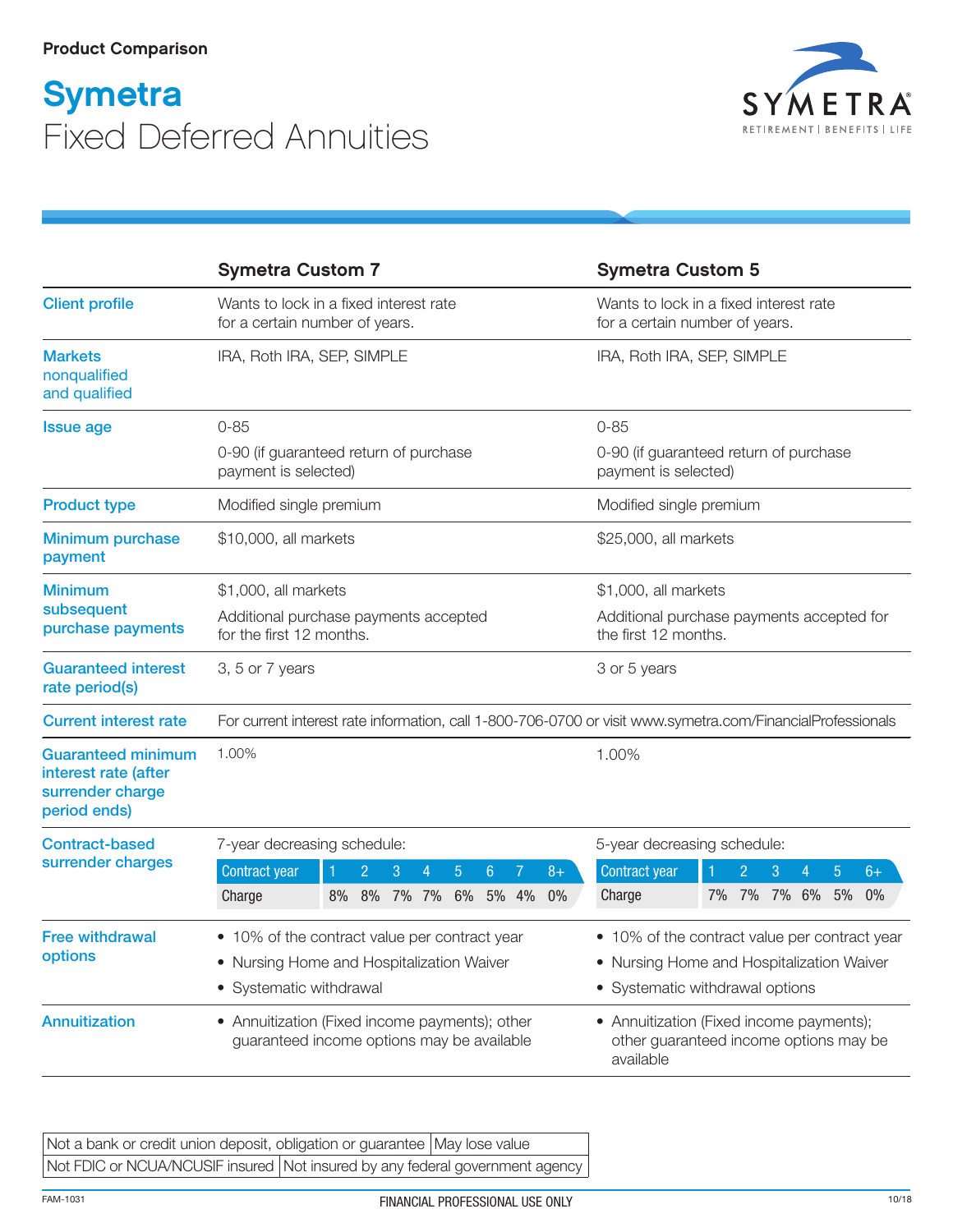Product Comparison

# Symetra

## Fixed Deferred Annuities

| | Symetra Custom 7 | Symetra Custom 5 |
|---|---|---|
| Client profile | Wants to lock in a fixed interest rate for a certain number of years. | Wants to lock in a fixed interest rate for a certain number of years. |
| Markets nonqualified and qualified | IRA, Roth IRA, SEP, SIMPLE | IRA, Roth IRA, SEP, SIMPLE |
| Issue age | 0-85<br>0-90 (if guaranteed return of purchase payment is selected) | 0-85<br>0-90 (if guaranteed return of purchase payment is selected) |
| Product type | Modified single premium | Modified single premium |
| Minimum purchase payment | $10,000, all markets | $25,000, all markets |
| Minimum subsequent purchase payments | $1,000, all markets<br>Additional purchase payments accepted for the first 12 months. | $1,000, all markets<br>Additional purchase payments accepted for the first 12 months. |
| Guaranteed interest rate period(s) | 3, 5 or 7 years | 3 or 5 years |
| Current interest rate | For current interest rate information, call 1-800-706-0700 or visit www.symetra.com/FinancialProfessionals | |
| Guaranteed minimum interest rate (after surrender charge period ends) | 1.00% | 1.00% |
| Contract-based surrender charges | 7-year decreasing schedule:<br>Contract year: 1, 2, 3, 4, 5, 6, 7, 8+<br>Charge: 8%, 8%, 7%, 7%, 6%, 5%, 4%, 0% | 5-year decreasing schedule:<br>Contract year: 1, 2, 3, 4, 5, 6+<br>Charge: 7%, 7%, 7%, 6%, 5%, 0% |
| Free withdrawal options | • 10% of the contract value per contract year<br>• Nursing Home and Hospitalization Waiver<br>• Systematic withdrawal | • 10% of the contract value per contract year<br>• Nursing Home and Hospitalization Waiver<br>• Systematic withdrawal options |
| Annuitization | • Annuitization (Fixed income payments); other guaranteed income options may be available | • Annuitization (Fixed income payments); other guaranteed income options may be available |

| Not a bank or credit union deposit, obligation or guarantee | May lose value |
|---|---|
| Not FDIC or NCUA/NCUSIF insured | Not insured by any federal government agency |

FAM-1031 FINANCIAL PROFESSIONAL USE ONLY 10/18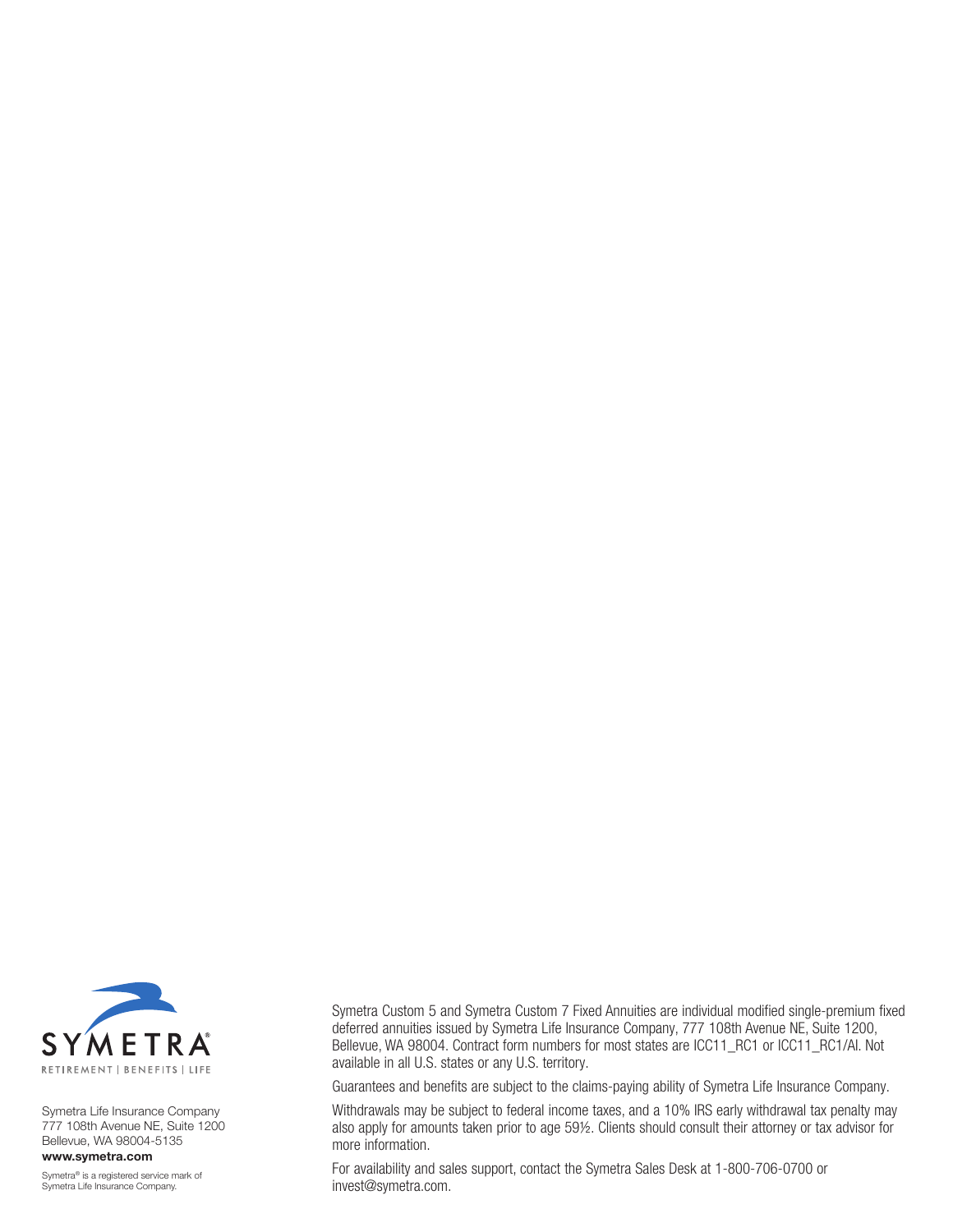SYMETRA

RETIREMENT | BENEFITS | LIFE

Symetra Life Insurance Company
777 108th Avenue NE, Suite 1200
Bellevue, WA 98004-5135
**www.symetra.com**

Symetra® is a registered service mark of Symetra Life Insurance Company.

Symetra Custom 5 and Symetra Custom 7 Fixed Annuities are individual modified single-premium fixed deferred annuities issued by Symetra Life Insurance Company, 777 108th Avenue NE, Suite 1200, Bellevue, WA 98004. Contract form numbers for most states are ICC11_RC1 or ICC11_RC1/AI. Not available in all U.S. states or any U.S. territory.

Guarantees and benefits are subject to the claims-paying ability of Symetra Life Insurance Company.

Withdrawals may be subject to federal income taxes, and a 10% IRS early withdrawal tax penalty may also apply for amounts taken prior to age 59½. Clients should consult their attorney or tax advisor for more information.

For availability and sales support, contact the Symetra Sales Desk at 1-800-706-0700 or invest@symetra.com.